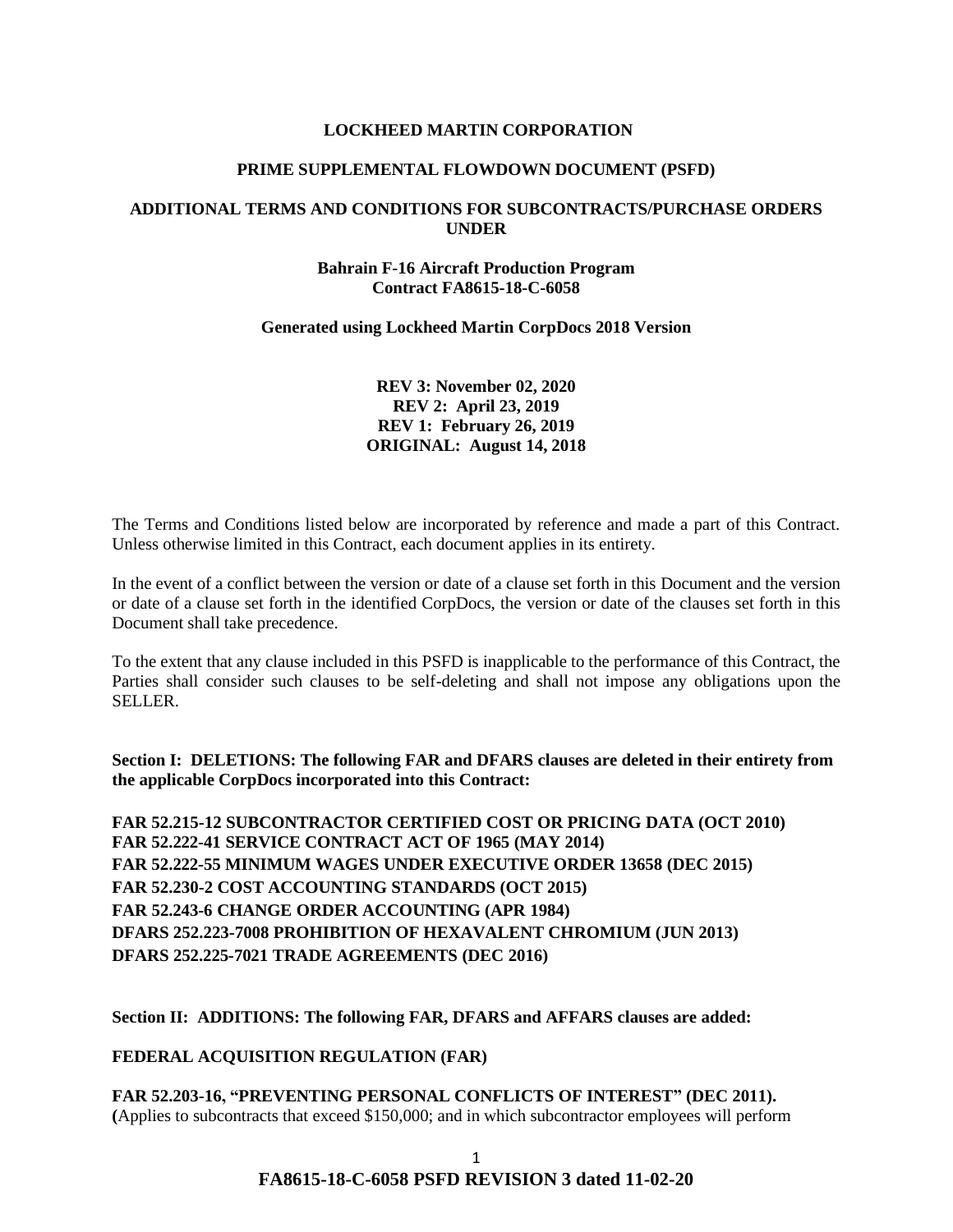**LOCKHEED MARTIN CORPORATION**

**PRIME SUPPLEMENTAL FLOWDOWN DOCUMENT (PSFD)**

**ADDITIONAL TERMS AND CONDITIONS FOR SUBCONTRACTS/PURCHASE ORDERS UNDER**

**Bahrain F-16 Aircraft Production Program**
**Contract FA8615-18-C-6058**

**Generated using Lockheed Martin CorpDocs 2018 Version**

**REV 3: November 02, 2020**
**REV 2: April 23, 2019**
**REV 1: February 26, 2019**
**ORIGINAL: August 14, 2018**

The Terms and Conditions listed below are incorporated by reference and made a part of this Contract. Unless otherwise limited in this Contract, each document applies in its entirety.

In the event of a conflict between the version or date of a clause set forth in this Document and the version or date of a clause set forth in the identified CorpDocs, the version or date of the clauses set forth in this Document shall take precedence.

To the extent that any clause included in this PSFD is inapplicable to the performance of this Contract, the Parties shall consider such clauses to be self-deleting and shall not impose any obligations upon the SELLER.

**Section I: DELETIONS: The following FAR and DFARS clauses are deleted in their entirety from the applicable CorpDocs incorporated into this Contract:**

**FAR 52.215-12 SUBCONTRACTOR CERTIFIED COST OR PRICING DATA (OCT 2010)**
**FAR 52.222-41 SERVICE CONTRACT ACT OF 1965 (MAY 2014)**
**FAR 52.222-55 MINIMUM WAGES UNDER EXECUTIVE ORDER 13658 (DEC 2015)**
**FAR 52.230-2 COST ACCOUNTING STANDARDS (OCT 2015)**
**FAR 52.243-6 CHANGE ORDER ACCOUNTING (APR 1984)**
**DFARS 252.223-7008 PROHIBITION OF HEXAVALENT CHROMIUM (JUN 2013)**
**DFARS 252.225-7021 TRADE AGREEMENTS (DEC 2016)**

**Section II: ADDITIONS: The following FAR, DFARS and AFFARS clauses are added:**

**FEDERAL ACQUISITION REGULATION (FAR)**

**FAR 52.203-16, "PREVENTING PERSONAL CONFLICTS OF INTEREST" (DEC 2011).**
**(**Applies to subcontracts that exceed $150,000; and in which subcontractor employees will perform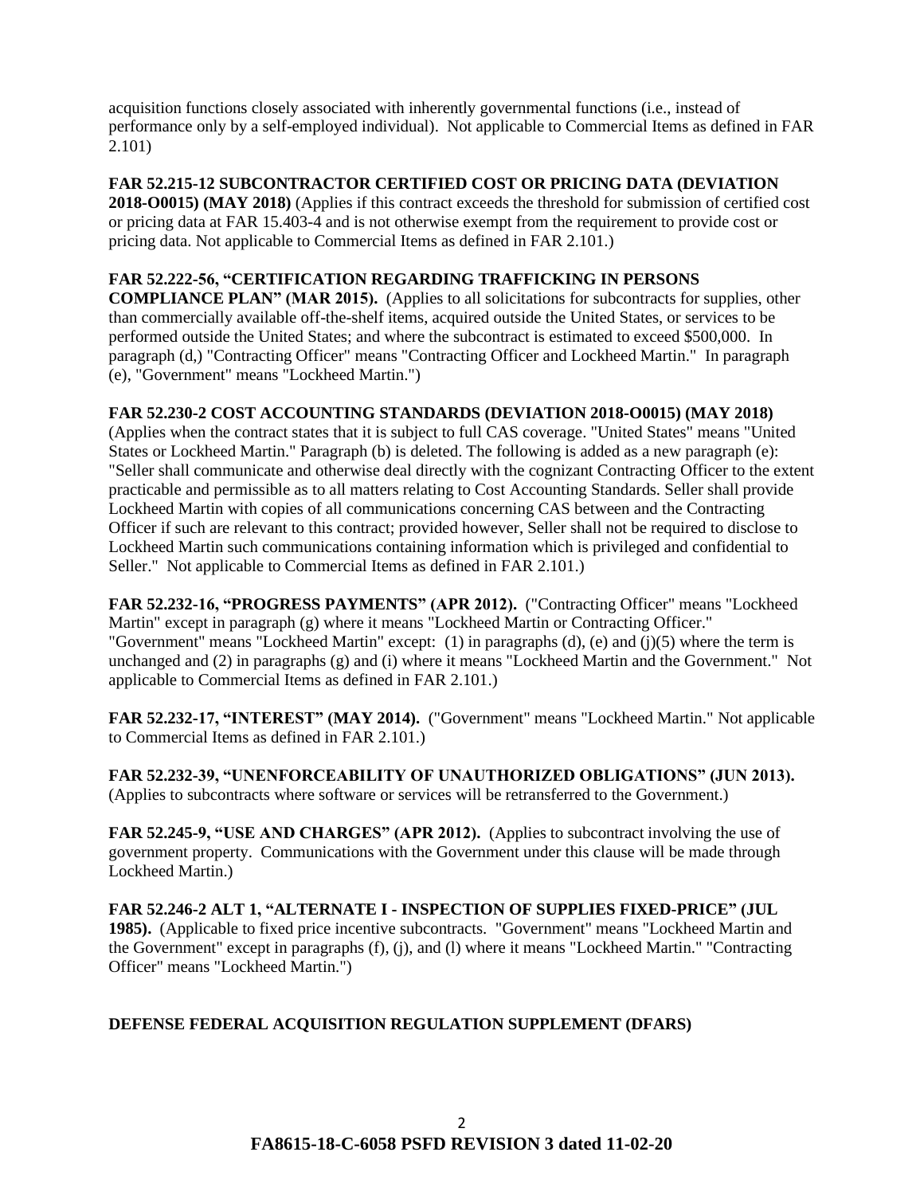acquisition functions closely associated with inherently governmental functions (i.e., instead of performance only by a self-employed individual). Not applicable to Commercial Items as defined in FAR 2.101)

**FAR 52.215-12 SUBCONTRACTOR CERTIFIED COST OR PRICING DATA (DEVIATION 2018-O0015) (MAY 2018)** (Applies if this contract exceeds the threshold for submission of certified cost or pricing data at FAR 15.403-4 and is not otherwise exempt from the requirement to provide cost or pricing data. Not applicable to Commercial Items as defined in FAR 2.101.)

**FAR 52.222-56, "CERTIFICATION REGARDING TRAFFICKING IN PERSONS COMPLIANCE PLAN" (MAR 2015).** (Applies to all solicitations for subcontracts for supplies, other than commercially available off-the-shelf items, acquired outside the United States, or services to be performed outside the United States; and where the subcontract is estimated to exceed $500,000. In paragraph (d,) "Contracting Officer" means "Contracting Officer and Lockheed Martin." In paragraph (e), "Government" means "Lockheed Martin.")

**FAR 52.230-2 COST ACCOUNTING STANDARDS (DEVIATION 2018-O0015) (MAY 2018)** (Applies when the contract states that it is subject to full CAS coverage. "United States" means "United States or Lockheed Martin." Paragraph (b) is deleted. The following is added as a new paragraph (e): "Seller shall communicate and otherwise deal directly with the cognizant Contracting Officer to the extent practicable and permissible as to all matters relating to Cost Accounting Standards. Seller shall provide Lockheed Martin with copies of all communications concerning CAS between and the Contracting Officer if such are relevant to this contract; provided however, Seller shall not be required to disclose to Lockheed Martin such communications containing information which is privileged and confidential to Seller." Not applicable to Commercial Items as defined in FAR 2.101.)

**FAR 52.232-16, "PROGRESS PAYMENTS" (APR 2012).** ("Contracting Officer" means "Lockheed Martin" except in paragraph (g) where it means "Lockheed Martin or Contracting Officer." "Government" means "Lockheed Martin" except: (1) in paragraphs (d), (e) and (j)(5) where the term is unchanged and (2) in paragraphs (g) and (i) where it means "Lockheed Martin and the Government." Not applicable to Commercial Items as defined in FAR 2.101.)

**FAR 52.232-17, "INTEREST" (MAY 2014).** ("Government" means "Lockheed Martin." Not applicable to Commercial Items as defined in FAR 2.101.)

**FAR 52.232-39, "UNENFORCEABILITY OF UNAUTHORIZED OBLIGATIONS" (JUN 2013).** (Applies to subcontracts where software or services will be retransferred to the Government.)

**FAR 52.245-9, "USE AND CHARGES" (APR 2012).** (Applies to subcontract involving the use of government property. Communications with the Government under this clause will be made through Lockheed Martin.)

**FAR 52.246-2 ALT 1, "ALTERNATE I - INSPECTION OF SUPPLIES FIXED-PRICE" (JUL 1985).** (Applicable to fixed price incentive subcontracts. "Government" means "Lockheed Martin and the Government" except in paragraphs (f), (j), and (l) where it means "Lockheed Martin." "Contracting Officer" means "Lockheed Martin.")

## DEFENSE FEDERAL ACQUISITION REGULATION SUPPLEMENT (DFARS)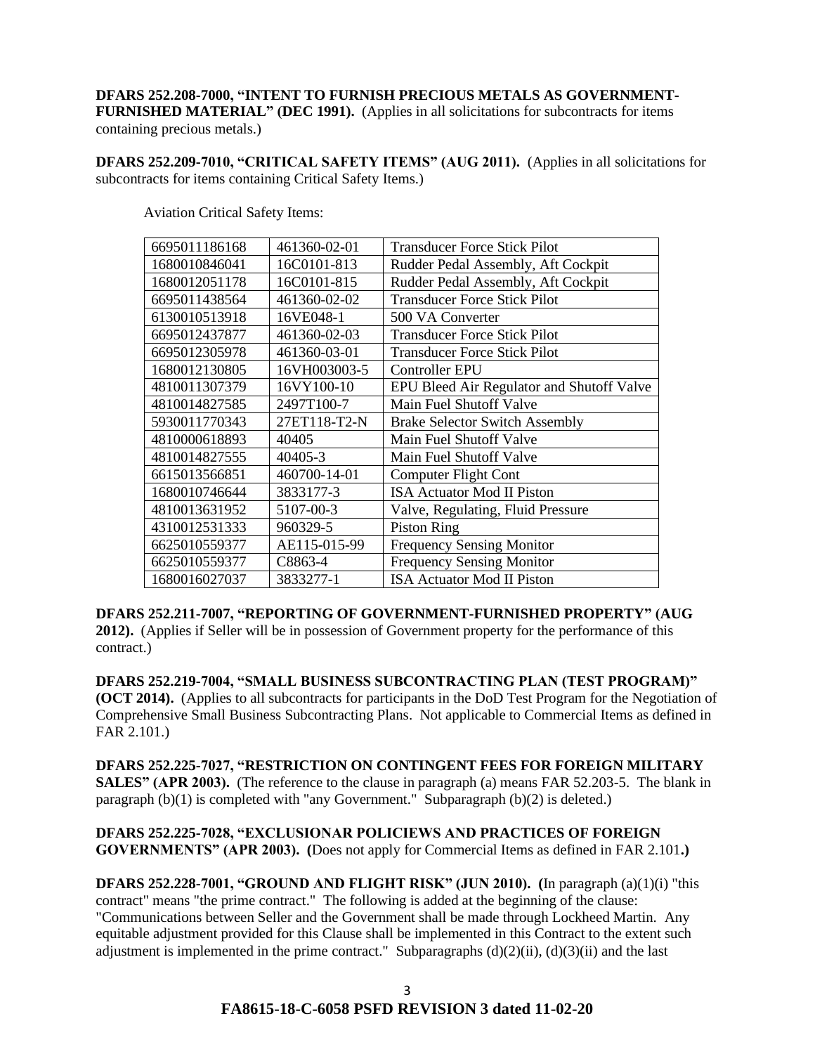**DFARS 252.208-7000, "INTENT TO FURNISH PRECIOUS METALS AS GOVERNMENT-FURNISHED MATERIAL" (DEC 1991).** (Applies in all solicitations for subcontracts for items containing precious metals.)

**DFARS 252.209-7010, "CRITICAL SAFETY ITEMS" (AUG 2011).** (Applies in all solicitations for subcontracts for items containing Critical Safety Items.)

Aviation Critical Safety Items:

| | | |
|---|---|---|
| 6695011186168 | 461360-02-01 | Transducer Force Stick Pilot |
| 1680010846041 | 16C0101-813 | Rudder Pedal Assembly, Aft Cockpit |
| 1680012051178 | 16C0101-815 | Rudder Pedal Assembly, Aft Cockpit |
| 6695011438564 | 461360-02-02 | Transducer Force Stick Pilot |
| 6130010513918 | 16VE048-1 | 500 VA Converter |
| 6695012437877 | 461360-02-03 | Transducer Force Stick Pilot |
| 6695012305978 | 461360-03-01 | Transducer Force Stick Pilot |
| 1680012130805 | 16VH003003-5 | Controller EPU |
| 4810011307379 | 16VY100-10 | EPU Bleed Air Regulator and Shutoff Valve |
| 4810014827585 | 2497T100-7 | Main Fuel Shutoff Valve |
| 5930011770343 | 27ET118-T2-N | Brake Selector Switch Assembly |
| 4810000618893 | 40405 | Main Fuel Shutoff Valve |
| 4810014827555 | 40405-3 | Main Fuel Shutoff Valve |
| 6615013566851 | 460700-14-01 | Computer Flight Cont |
| 1680010746644 | 3833177-3 | ISA Actuator Mod II Piston |
| 4810013631952 | 5107-00-3 | Valve, Regulating, Fluid Pressure |
| 4310012531333 | 960329-5 | Piston Ring |
| 6625010559377 | AE115-015-99 | Frequency Sensing Monitor |
| 6625010559377 | C8863-4 | Frequency Sensing Monitor |
| 1680016027037 | 3833277-1 | ISA Actuator Mod II Piston |

**DFARS 252.211-7007, "REPORTING OF GOVERNMENT-FURNISHED PROPERTY" (AUG 2012).** (Applies if Seller will be in possession of Government property for the performance of this contract.)

**DFARS 252.219-7004, "SMALL BUSINESS SUBCONTRACTING PLAN (TEST PROGRAM)" (OCT 2014).** (Applies to all subcontracts for participants in the DoD Test Program for the Negotiation of Comprehensive Small Business Subcontracting Plans. Not applicable to Commercial Items as defined in FAR 2.101.)

**DFARS 252.225-7027, "RESTRICTION ON CONTINGENT FEES FOR FOREIGN MILITARY SALES" (APR 2003).** (The reference to the clause in paragraph (a) means FAR 52.203-5. The blank in paragraph (b)(1) is completed with "any Government." Subparagraph (b)(2) is deleted.)

**DFARS 252.225-7028, "EXCLUSIONAR POLICIEWS AND PRACTICES OF FOREIGN GOVERNMENTS" (APR 2003). (**Does not apply for Commercial Items as defined in FAR 2.101**.)**

**DFARS 252.228-7001, "GROUND AND FLIGHT RISK" (JUN 2010). (**In paragraph (a)(1)(i) "this contract" means "the prime contract." The following is added at the beginning of the clause: "Communications between Seller and the Government shall be made through Lockheed Martin. Any equitable adjustment provided for this Clause shall be implemented in this Contract to the extent such adjustment is implemented in the prime contract." Subparagraphs (d)(2)(ii), (d)(3)(ii) and the last

**FA8615-18-C-6058 PSFD REVISION 3 dated 11-02-20**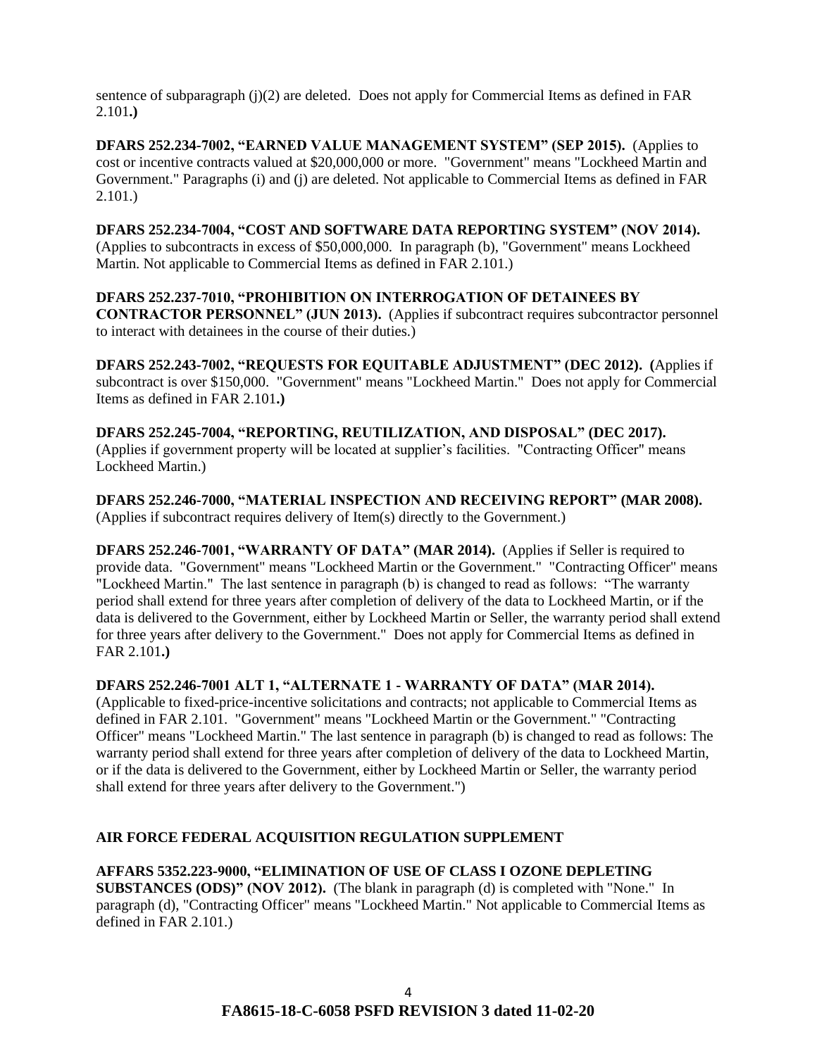sentence of subparagraph (j)(2) are deleted. Does not apply for Commercial Items as defined in FAR 2.101**.)**

**DFARS 252.234-7002, "EARNED VALUE MANAGEMENT SYSTEM" (SEP 2015).** (Applies to cost or incentive contracts valued at $20,000,000 or more. "Government" means "Lockheed Martin and Government." Paragraphs (i) and (j) are deleted. Not applicable to Commercial Items as defined in FAR 2.101.)

**DFARS 252.234-7004, "COST AND SOFTWARE DATA REPORTING SYSTEM" (NOV 2014).** (Applies to subcontracts in excess of $50,000,000. In paragraph (b), "Government" means Lockheed Martin. Not applicable to Commercial Items as defined in FAR 2.101.)

**DFARS 252.237-7010, "PROHIBITION ON INTERROGATION OF DETAINEES BY CONTRACTOR PERSONNEL" (JUN 2013).** (Applies if subcontract requires subcontractor personnel to interact with detainees in the course of their duties.)

**DFARS 252.243-7002, "REQUESTS FOR EQUITABLE ADJUSTMENT" (DEC 2012). (**Applies if subcontract is over $150,000. "Government" means "Lockheed Martin." Does not apply for Commercial Items as defined in FAR 2.101**.)**

**DFARS 252.245-7004, "REPORTING, REUTILIZATION, AND DISPOSAL" (DEC 2017).** (Applies if government property will be located at supplier's facilities. "Contracting Officer" means Lockheed Martin.)

**DFARS 252.246-7000, "MATERIAL INSPECTION AND RECEIVING REPORT" (MAR 2008).** (Applies if subcontract requires delivery of Item(s) directly to the Government.)

**DFARS 252.246-7001, "WARRANTY OF DATA" (MAR 2014).** (Applies if Seller is required to provide data. "Government" means "Lockheed Martin or the Government." "Contracting Officer" means "Lockheed Martin." The last sentence in paragraph (b) is changed to read as follows: "The warranty period shall extend for three years after completion of delivery of the data to Lockheed Martin, or if the data is delivered to the Government, either by Lockheed Martin or Seller, the warranty period shall extend for three years after delivery to the Government." Does not apply for Commercial Items as defined in FAR 2.101**.)**

**DFARS 252.246-7001 ALT 1, "ALTERNATE 1 - WARRANTY OF DATA" (MAR 2014).** (Applicable to fixed-price-incentive solicitations and contracts; not applicable to Commercial Items as defined in FAR 2.101. "Government" means "Lockheed Martin or the Government." "Contracting Officer" means "Lockheed Martin." The last sentence in paragraph (b) is changed to read as follows: The warranty period shall extend for three years after completion of delivery of the data to Lockheed Martin, or if the data is delivered to the Government, either by Lockheed Martin or Seller, the warranty period shall extend for three years after delivery to the Government.")

## AIR FORCE FEDERAL ACQUISITION REGULATION SUPPLEMENT

**AFFARS 5352.223-9000, "ELIMINATION OF USE OF CLASS I OZONE DEPLETING SUBSTANCES (ODS)" (NOV 2012).** (The blank in paragraph (d) is completed with "None." In paragraph (d), "Contracting Officer" means "Lockheed Martin." Not applicable to Commercial Items as defined in FAR 2.101.)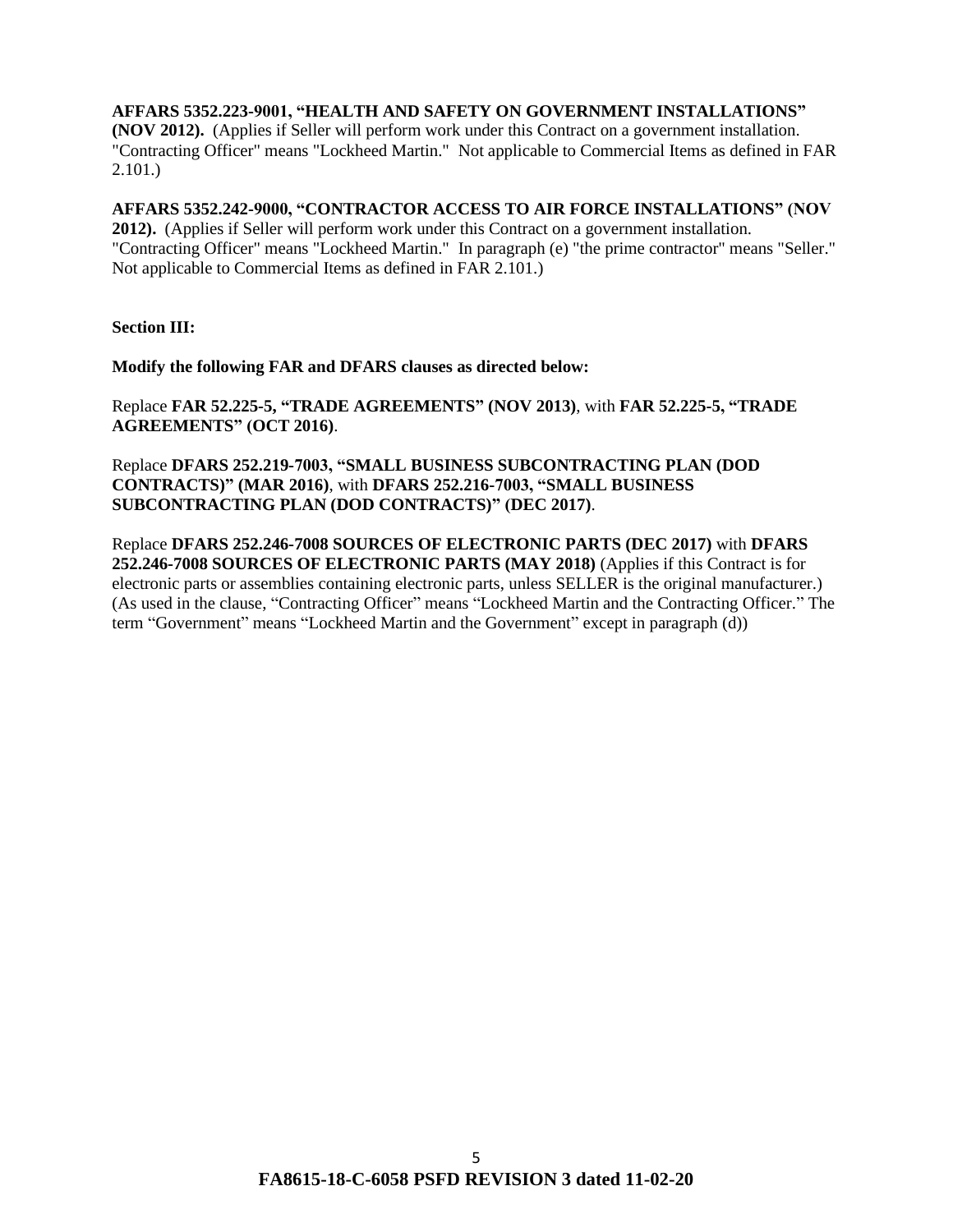**AFFARS 5352.223-9001, "HEALTH AND SAFETY ON GOVERNMENT INSTALLATIONS" (NOV 2012).** (Applies if Seller will perform work under this Contract on a government installation. "Contracting Officer" means "Lockheed Martin." Not applicable to Commercial Items as defined in FAR 2.101.)

**AFFARS 5352.242-9000, "CONTRACTOR ACCESS TO AIR FORCE INSTALLATIONS" (NOV 2012).** (Applies if Seller will perform work under this Contract on a government installation. "Contracting Officer" means "Lockheed Martin." In paragraph (e) "the prime contractor" means "Seller." Not applicable to Commercial Items as defined in FAR 2.101.)

**Section III:**

**Modify the following FAR and DFARS clauses as directed below:**

Replace **FAR 52.225-5, "TRADE AGREEMENTS" (NOV 2013)**, with **FAR 52.225-5, "TRADE AGREEMENTS" (OCT 2016)**.

Replace **DFARS 252.219-7003, "SMALL BUSINESS SUBCONTRACTING PLAN (DOD CONTRACTS)" (MAR 2016)**, with **DFARS 252.216-7003, "SMALL BUSINESS SUBCONTRACTING PLAN (DOD CONTRACTS)" (DEC 2017)**.

Replace **DFARS 252.246-7008 SOURCES OF ELECTRONIC PARTS (DEC 2017)** with **DFARS 252.246-7008 SOURCES OF ELECTRONIC PARTS (MAY 2018)** (Applies if this Contract is for electronic parts or assemblies containing electronic parts, unless SELLER is the original manufacturer.) (As used in the clause, "Contracting Officer" means "Lockheed Martin and the Contracting Officer." The term "Government" means "Lockheed Martin and the Government" except in paragraph (d))